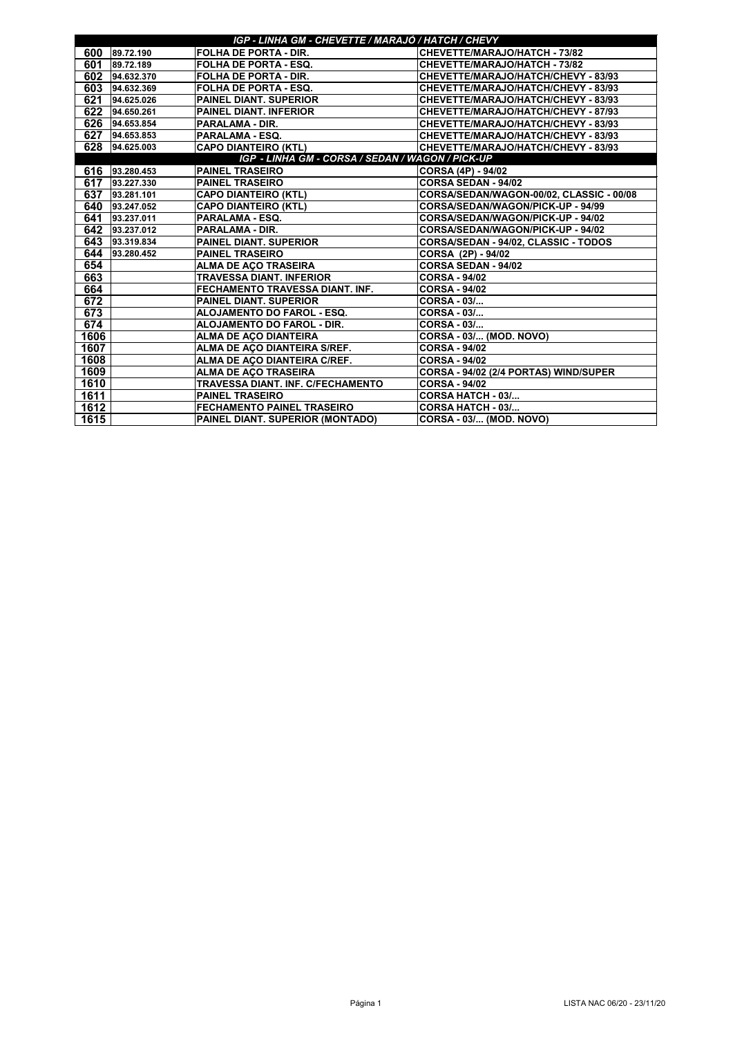| IGP - LINHA GM - CHEVETTE / MARAJÓ / HATCH / CHEVY | | | |
|---|---|---|---|
| 600 | 89.72.190 | FOLHA DE PORTA - DIR. | CHEVETTE/MARAJO/HATCH - 73/82 |
| 601 | 89.72.189 | FOLHA DE PORTA - ESQ. | CHEVETTE/MARAJO/HATCH - 73/82 |
| 602 | 94.632.370 | FOLHA DE PORTA - DIR. | CHEVETTE/MARAJO/HATCH/CHEVY - 83/93 |
| 603 | 94.632.369 | FOLHA DE PORTA - ESQ. | CHEVETTE/MARAJO/HATCH/CHEVY - 83/93 |
| 621 | 94.625.026 | PAINEL DIANT. SUPERIOR | CHEVETTE/MARAJO/HATCH/CHEVY - 83/93 |
| 622 | 94.650.261 | PAINEL DIANT. INFERIOR | CHEVETTE/MARAJO/HATCH/CHEVY - 87/93 |
| 626 | 94.653.854 | PARALAMA - DIR. | CHEVETTE/MARAJO/HATCH/CHEVY - 83/93 |
| 627 | 94.653.853 | PARALAMA - ESQ. | CHEVETTE/MARAJO/HATCH/CHEVY - 83/93 |
| 628 | 94.625.003 | CAPO DIANTEIRO (KTL) | CHEVETTE/MARAJO/HATCH/CHEVY - 83/93 |
| **IGP - LINHA GM - CORSA / SEDAN / WAGON / PICK-UP** | | | |
| 616 | 93.280.453 | PAINEL TRASEIRO | CORSA (4P) - 94/02 |
| 617 | 93.227.330 | PAINEL TRASEIRO | CORSA SEDAN - 94/02 |
| 637 | 93.281.101 | CAPO DIANTEIRO (KTL) | CORSA/SEDAN/WAGON-00/02, CLASSIC - 00/08 |
| 640 | 93.247.052 | CAPO DIANTEIRO (KTL) | CORSA/SEDAN/WAGON/PICK-UP - 94/99 |
| 641 | 93.237.011 | PARALAMA - ESQ. | CORSA/SEDAN/WAGON/PICK-UP - 94/02 |
| 642 | 93.237.012 | PARALAMA - DIR. | CORSA/SEDAN/WAGON/PICK-UP - 94/02 |
| 643 | 93.319.834 | PAINEL DIANT. SUPERIOR | CORSA/SEDAN - 94/02, CLASSIC - TODOS |
| 644 | 93.280.452 | PAINEL TRASEIRO | CORSA (2P) - 94/02 |
| 654 | | ALMA DE AÇO TRASEIRA | CORSA SEDAN - 94/02 |
| 663 | | TRAVESSA DIANT. INFERIOR | CORSA - 94/02 |
| 664 | | FECHAMENTO TRAVESSA DIANT. INF. | CORSA - 94/02 |
| 672 | | PAINEL DIANT. SUPERIOR | CORSA - 03/... |
| 673 | | ALOJAMENTO DO FAROL - ESQ. | CORSA - 03/... |
| 674 | | ALOJAMENTO DO FAROL - DIR. | CORSA - 03/... |
| 1606 | | ALMA DE AÇO DIANTEIRA | CORSA - 03/... (MOD. NOVO) |
| 1607 | | ALMA DE AÇO DIANTEIRA S/REF. | CORSA - 94/02 |
| 1608 | | ALMA DE AÇO DIANTEIRA C/REF. | CORSA - 94/02 |
| 1609 | | ALMA DE AÇO TRASEIRA | CORSA - 94/02 (2/4 PORTAS) WIND/SUPER |
| 1610 | | TRAVESSA DIANT. INF. C/FECHAMENTO | CORSA - 94/02 |
| 1611 | | PAINEL TRASEIRO | CORSA HATCH - 03/... |
| 1612 | | FECHAMENTO PAINEL TRASEIRO | CORSA HATCH - 03/... |
| 1615 | | PAINEL DIANT. SUPERIOR (MONTADO) | CORSA - 03/... (MOD. NOVO) |

LISTA NAC 06/20 - 23/11/20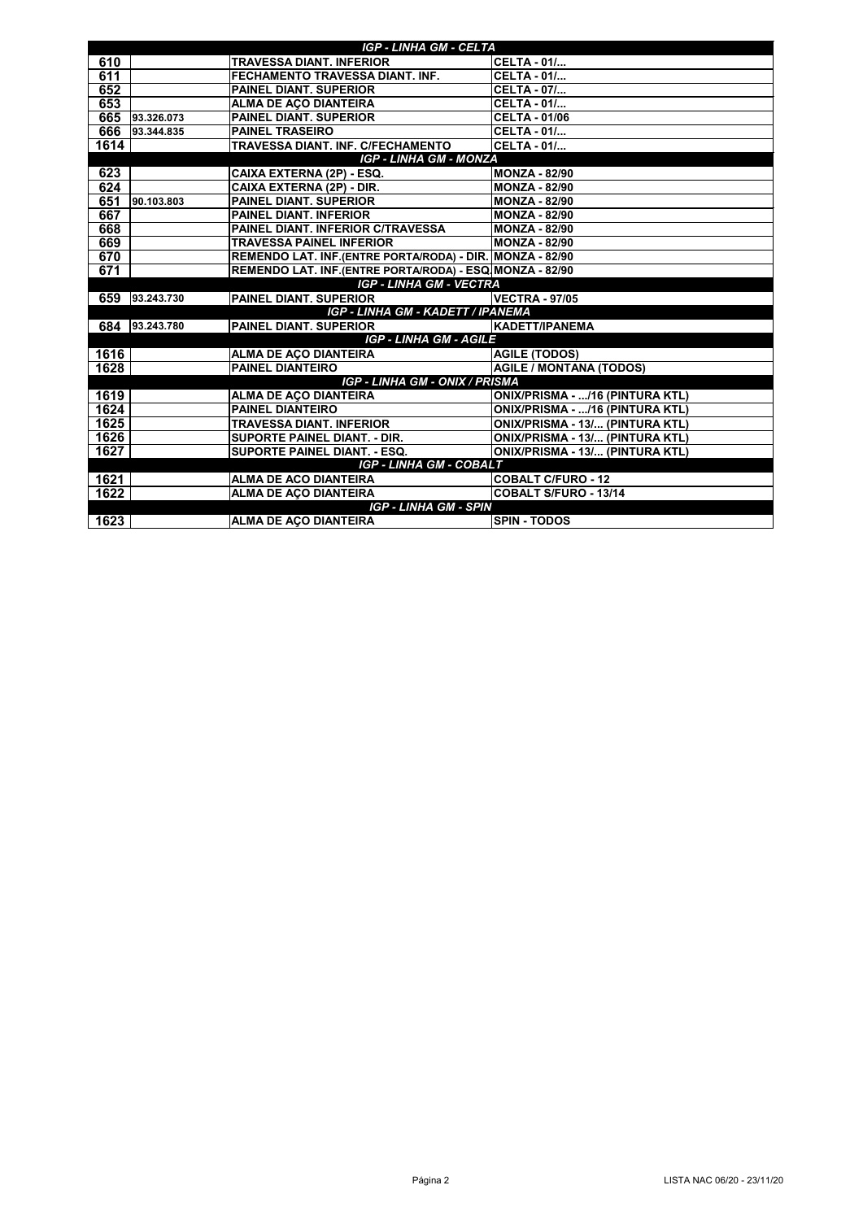| | | | |
|---|---|---|---|
| | | *IGP - LINHA GM - CELTA* | |
| 610 | | TRAVESSA DIANT. INFERIOR | CELTA - 01/... |
| 611 | | FECHAMENTO TRAVESSA DIANT. INF. | CELTA - 01/... |
| 652 | | PAINEL DIANT. SUPERIOR | CELTA - 07/... |
| 653 | | ALMA DE AÇO DIANTEIRA | CELTA - 01/... |
| 665 | 93.326.073 | PAINEL DIANT. SUPERIOR | CELTA - 01/06 |
| 666 | 93.344.835 | PAINEL TRASEIRO | CELTA - 01/... |
| 1614 | | TRAVESSA DIANT. INF. C/FECHAMENTO | CELTA - 01/... |
| | | *IGP - LINHA GM - MONZA* | |
| 623 | | CAIXA EXTERNA (2P) - ESQ. | MONZA - 82/90 |
| 624 | | CAIXA EXTERNA (2P) - DIR. | MONZA - 82/90 |
| 651 | 90.103.803 | PAINEL DIANT. SUPERIOR | MONZA - 82/90 |
| 667 | | PAINEL DIANT. INFERIOR | MONZA - 82/90 |
| 668 | | PAINEL DIANT. INFERIOR C/TRAVESSA | MONZA - 82/90 |
| 669 | | TRAVESSA PAINEL INFERIOR | MONZA - 82/90 |
| 670 | | REMENDO LAT. INF.(ENTRE PORTA/RODA) - DIR. | MONZA - 82/90 |
| 671 | | REMENDO LAT. INF.(ENTRE PORTA/RODA) - ESQ. | MONZA - 82/90 |
| | | *IGP - LINHA GM - VECTRA* | |
| 659 | 93.243.730 | PAINEL DIANT. SUPERIOR | VECTRA - 97/05 |
| | | *IGP - LINHA GM - KADETT / IPANEMA* | |
| 684 | 93.243.780 | PAINEL DIANT. SUPERIOR | KADETT/IPANEMA |
| | | *IGP - LINHA GM - AGILE* | |
| 1616 | | ALMA DE AÇO DIANTEIRA | AGILE (TODOS) |
| 1628 | | PAINEL DIANTEIRO | AGILE / MONTANA (TODOS) |
| | | *IGP - LINHA GM - ONIX / PRISMA* | |
| 1619 | | ALMA DE AÇO DIANTEIRA | ONIX/PRISMA - .../16 (PINTURA KTL) |
| 1624 | | PAINEL DIANTEIRO | ONIX/PRISMA - .../16 (PINTURA KTL) |
| 1625 | | TRAVESSA DIANT. INFERIOR | ONIX/PRISMA - 13/... (PINTURA KTL) |
| 1626 | | SUPORTE PAINEL DIANT. - DIR. | ONIX/PRISMA - 13/... (PINTURA KTL) |
| 1627 | | SUPORTE PAINEL DIANT. - ESQ. | ONIX/PRISMA - 13/... (PINTURA KTL) |
| | | *IGP - LINHA GM - COBALT* | |
| 1621 | | ALMA DE ACO DIANTEIRA | COBALT C/FURO - 12 |
| 1622 | | ALMA DE AÇO DIANTEIRA | COBALT S/FURO - 13/14 |
| | | *IGP - LINHA GM - SPIN* | |
| 1623 | | ALMA DE AÇO DIANTEIRA | SPIN - TODOS |

LISTA NAC 06/20 - 23/11/20